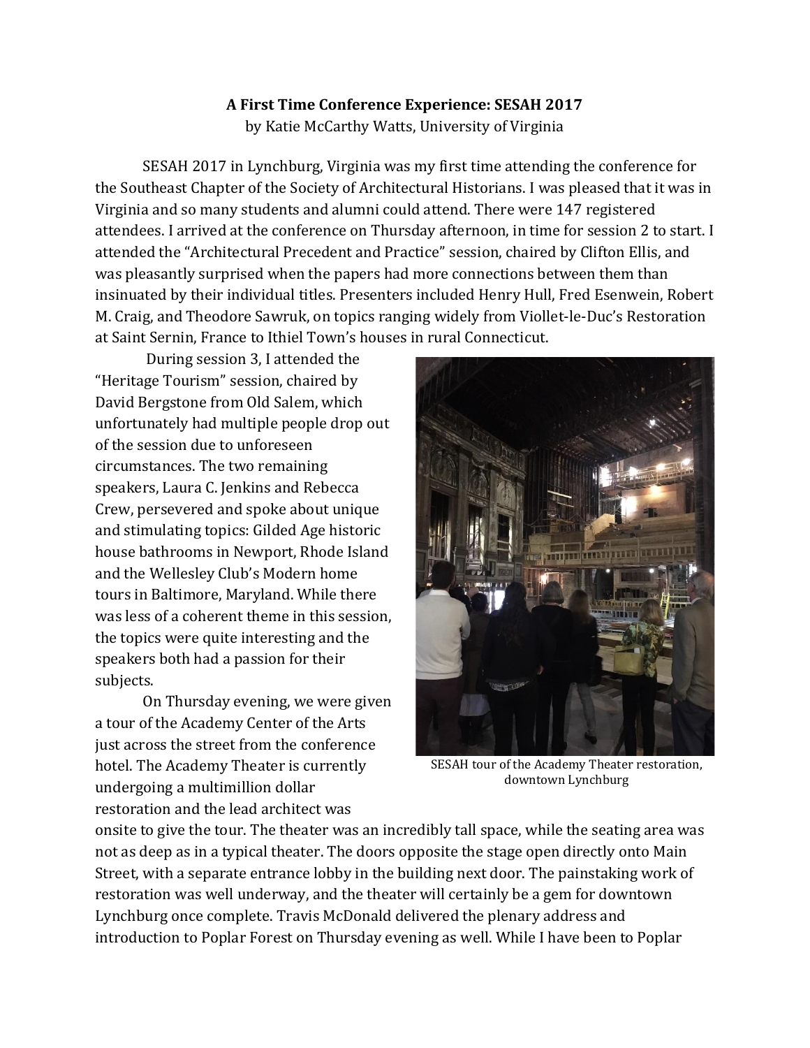**A First Time Conference Experience: SESAH 2017**

by Katie McCarthy Watts, University of Virginia

SESAH 2017 in Lynchburg, Virginia was my first time attending the conference for the Southeast Chapter of the Society of Architectural Historians. I was pleased that it was in Virginia and so many students and alumni could attend. There were 147 registered attendees. I arrived at the conference on Thursday afternoon, in time for session 2 to start. I attended the "Architectural Precedent and Practice" session, chaired by Clifton Ellis, and was pleasantly surprised when the papers had more connections between them than insinuated by their individual titles. Presenters included Henry Hull, Fred Esenwein, Robert M. Craig, and Theodore Sawruk, on topics ranging widely from Viollet-le-Duc's Restoration at Saint Sernin, France to Ithiel Town's houses in rural Connecticut.

During session 3, I attended the "Heritage Tourism" session, chaired by David Bergstone from Old Salem, which unfortunately had multiple people drop out of the session due to unforeseen circumstances. The two remaining speakers, Laura C. Jenkins and Rebecca Crew, persevered and spoke about unique and stimulating topics: Gilded Age historic house bathrooms in Newport, Rhode Island and the Wellesley Club's Modern home tours in Baltimore, Maryland. While there was less of a coherent theme in this session, the topics were quite interesting and the speakers both had a passion for their subjects.

SESAH tour of the Academy Theater restoration, downtown Lynchburg

On Thursday evening, we were given a tour of the Academy Center of the Arts just across the street from the conference hotel. The Academy Theater is currently undergoing a multimillion dollar restoration and the lead architect was onsite to give the tour. The theater was an incredibly tall space, while the seating area was not as deep as in a typical theater. The doors opposite the stage open directly onto Main Street, with a separate entrance lobby in the building next door. The painstaking work of restoration was well underway, and the theater will certainly be a gem for downtown Lynchburg once complete. Travis McDonald delivered the plenary address and introduction to Poplar Forest on Thursday evening as well. While I have been to Poplar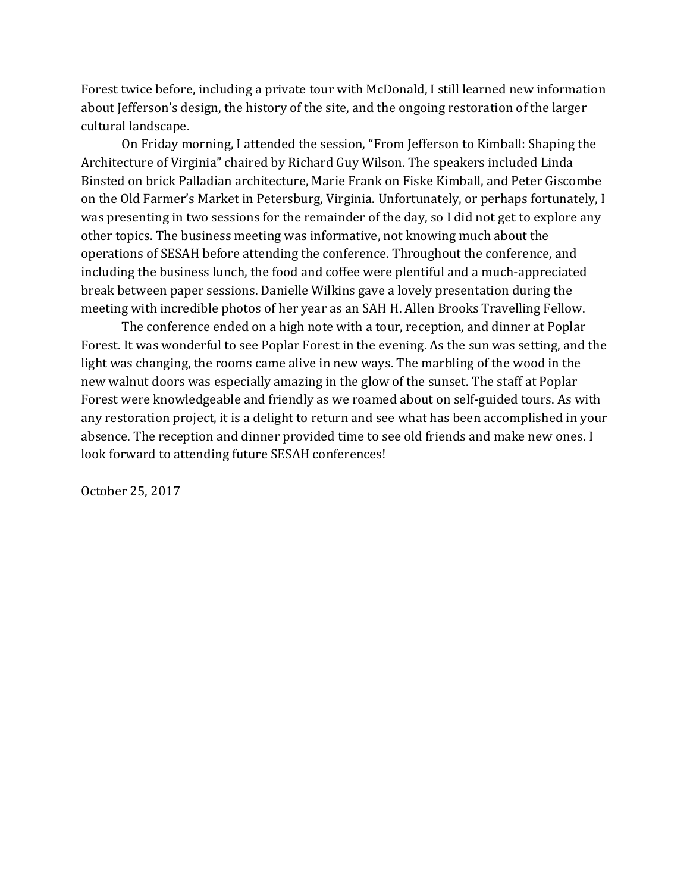Forest twice before, including a private tour with McDonald, I still learned new information about Jefferson's design, the history of the site, and the ongoing restoration of the larger cultural landscape.

On Friday morning, I attended the session, "From Jefferson to Kimball: Shaping the Architecture of Virginia" chaired by Richard Guy Wilson. The speakers included Linda Binsted on brick Palladian architecture, Marie Frank on Fiske Kimball, and Peter Giscombe on the Old Farmer's Market in Petersburg, Virginia. Unfortunately, or perhaps fortunately, I was presenting in two sessions for the remainder of the day, so I did not get to explore any other topics. The business meeting was informative, not knowing much about the operations of SESAH before attending the conference. Throughout the conference, and including the business lunch, the food and coffee were plentiful and a much-appreciated break between paper sessions. Danielle Wilkins gave a lovely presentation during the meeting with incredible photos of her year as an SAH H. Allen Brooks Travelling Fellow.

The conference ended on a high note with a tour, reception, and dinner at Poplar Forest. It was wonderful to see Poplar Forest in the evening. As the sun was setting, and the light was changing, the rooms came alive in new ways. The marbling of the wood in the new walnut doors was especially amazing in the glow of the sunset. The staff at Poplar Forest were knowledgeable and friendly as we roamed about on self-guided tours. As with any restoration project, it is a delight to return and see what has been accomplished in your absence. The reception and dinner provided time to see old friends and make new ones. I look forward to attending future SESAH conferences!

October 25, 2017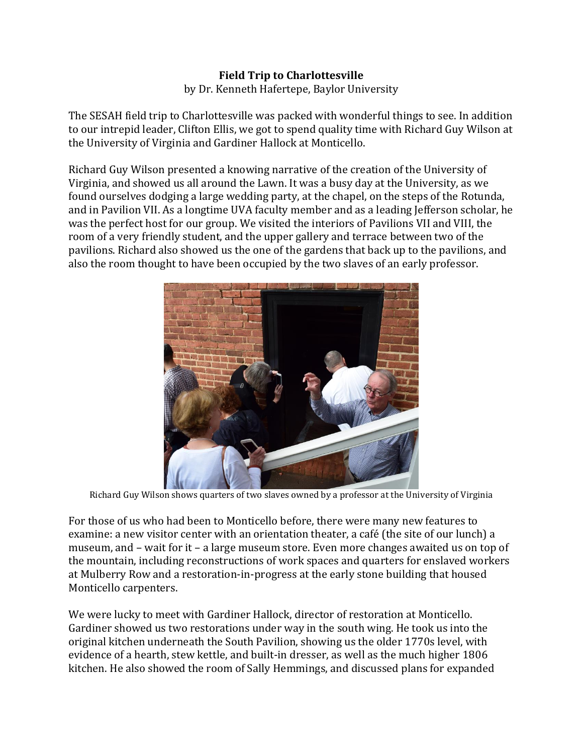**Field Trip to Charlottesville**
by Dr. Kenneth Hafertepe, Baylor University

The SESAH field trip to Charlottesville was packed with wonderful things to see. In addition to our intrepid leader, Clifton Ellis, we got to spend quality time with Richard Guy Wilson at the University of Virginia and Gardiner Hallock at Monticello.

Richard Guy Wilson presented a knowing narrative of the creation of the University of Virginia, and showed us all around the Lawn. It was a busy day at the University, as we found ourselves dodging a large wedding party, at the chapel, on the steps of the Rotunda, and in Pavilion VII. As a longtime UVA faculty member and as a leading Jefferson scholar, he was the perfect host for our group. We visited the interiors of Pavilions VII and VIII, the room of a very friendly student, and the upper gallery and terrace between two of the pavilions. Richard also showed us the one of the gardens that back up to the pavilions, and also the room thought to have been occupied by the two slaves of an early professor.

Richard Guy Wilson shows quarters of two slaves owned by a professor at the University of Virginia

For those of us who had been to Monticello before, there were many new features to examine: a new visitor center with an orientation theater, a café (the site of our lunch) a museum, and – wait for it – a large museum store. Even more changes awaited us on top of the mountain, including reconstructions of work spaces and quarters for enslaved workers at Mulberry Row and a restoration-in-progress at the early stone building that housed Monticello carpenters.

We were lucky to meet with Gardiner Hallock, director of restoration at Monticello. Gardiner showed us two restorations under way in the south wing. He took us into the original kitchen underneath the South Pavilion, showing us the older 1770s level, with evidence of a hearth, stew kettle, and built-in dresser, as well as the much higher 1806 kitchen. He also showed the room of Sally Hemmings, and discussed plans for expanded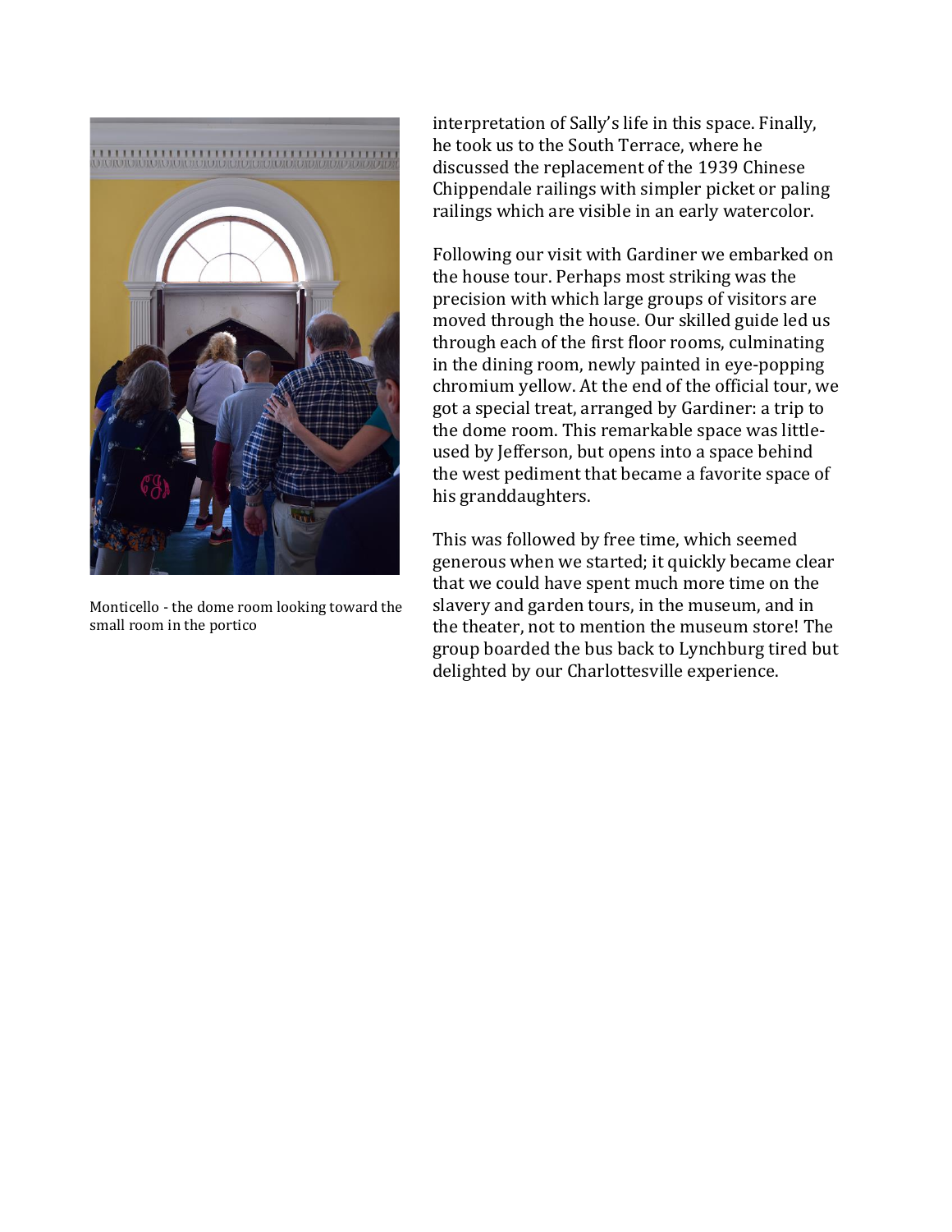Monticello - the dome room looking toward the small room in the portico

interpretation of Sally's life in this space. Finally, he took us to the South Terrace, where he discussed the replacement of the 1939 Chinese Chippendale railings with simpler picket or paling railings which are visible in an early watercolor.

Following our visit with Gardiner we embarked on the house tour. Perhaps most striking was the precision with which large groups of visitors are moved through the house. Our skilled guide led us through each of the first floor rooms, culminating in the dining room, newly painted in eye-popping chromium yellow. At the end of the official tour, we got a special treat, arranged by Gardiner: a trip to the dome room. This remarkable space was little-used by Jefferson, but opens into a space behind the west pediment that became a favorite space of his granddaughters.

This was followed by free time, which seemed generous when we started; it quickly became clear that we could have spent much more time on the slavery and garden tours, in the museum, and in the theater, not to mention the museum store! The group boarded the bus back to Lynchburg tired but delighted by our Charlottesville experience.